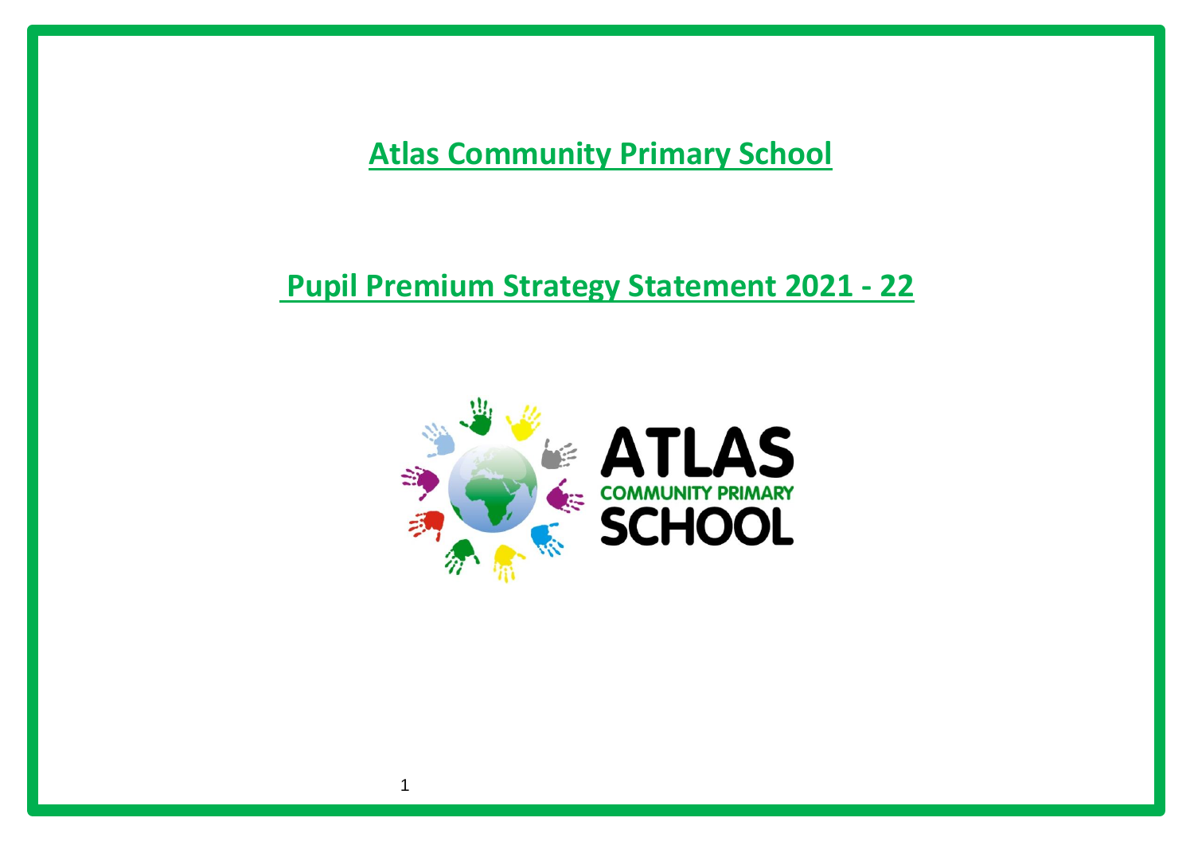# Atlas Community Primary School

## Pupil Premium Strategy Statement 2021 - 22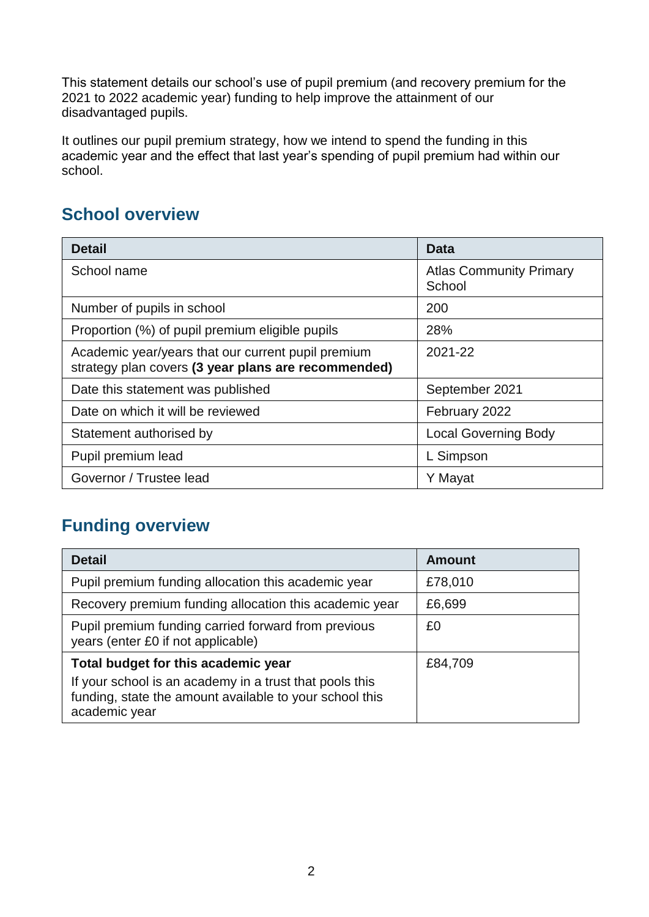This statement details our school's use of pupil premium (and recovery premium for the 2021 to 2022 academic year) funding to help improve the attainment of our disadvantaged pupils.

It outlines our pupil premium strategy, how we intend to spend the funding in this academic year and the effect that last year's spending of pupil premium had within our school.

## School overview

| Detail | Data |
|---|---|
| School name | Atlas Community Primary School |
| Number of pupils in school | 200 |
| Proportion (%) of pupil premium eligible pupils | 28% |
| Academic year/years that our current pupil premium strategy plan covers **(3 year plans are recommended)** | 2021-22 |
| Date this statement was published | September 2021 |
| Date on which it will be reviewed | February 2022 |
| Statement authorised by | Local Governing Body |
| Pupil premium lead | L Simpson |
| Governor / Trustee lead | Y Mayat |

## Funding overview

| Detail | Amount |
|---|---|
| Pupil premium funding allocation this academic year | £78,010 |
| Recovery premium funding allocation this academic year | £6,699 |
| Pupil premium funding carried forward from previous years (enter £0 if not applicable) | £0 |
| **Total budget for this academic year** If your school is an academy in a trust that pools this funding, state the amount available to your school this academic year | £84,709 |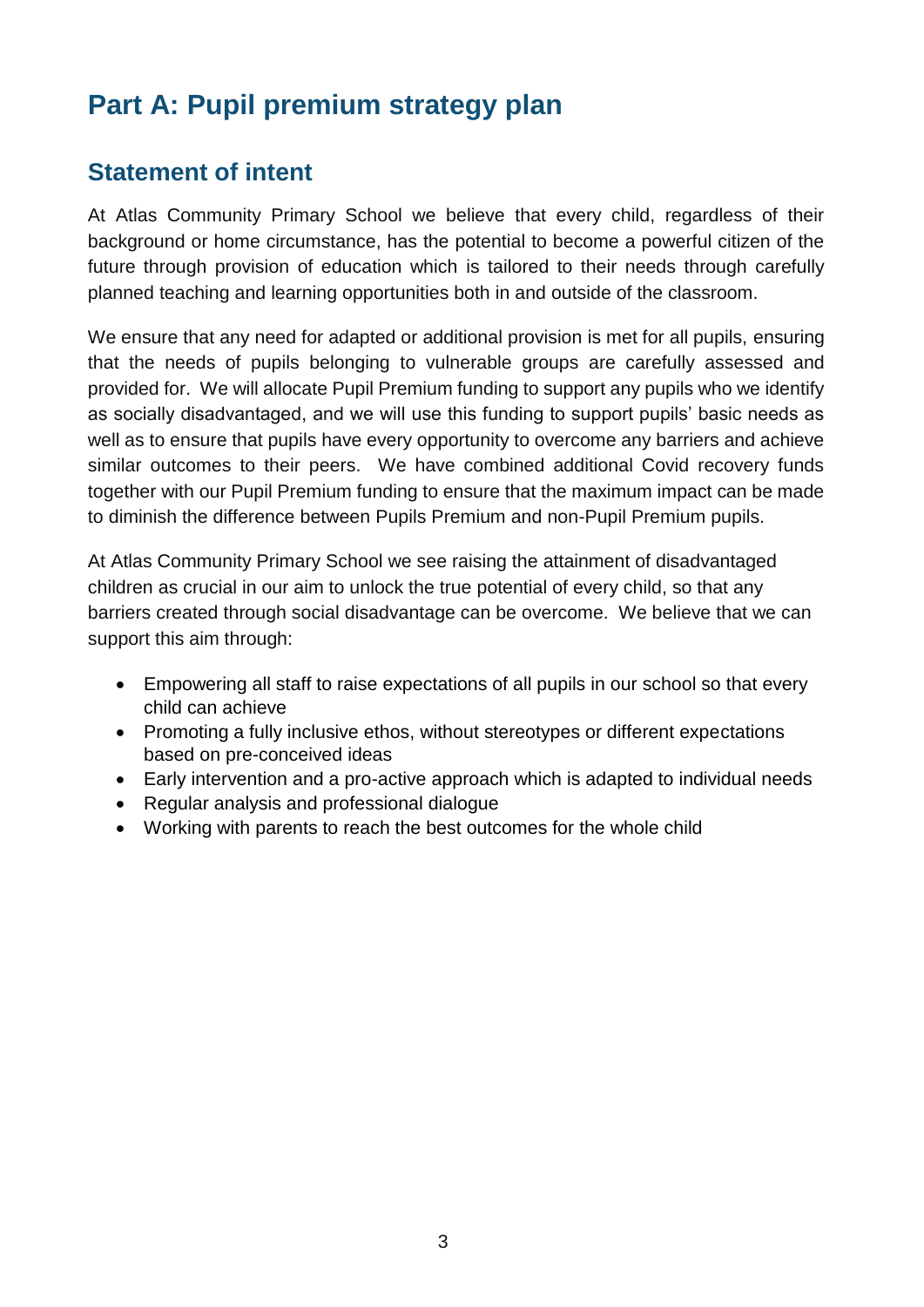# Part A: Pupil premium strategy plan

## Statement of intent

At Atlas Community Primary School we believe that every child, regardless of their background or home circumstance, has the potential to become a powerful citizen of the future through provision of education which is tailored to their needs through carefully planned teaching and learning opportunities both in and outside of the classroom.

We ensure that any need for adapted or additional provision is met for all pupils, ensuring that the needs of pupils belonging to vulnerable groups are carefully assessed and provided for. We will allocate Pupil Premium funding to support any pupils who we identify as socially disadvantaged, and we will use this funding to support pupils' basic needs as well as to ensure that pupils have every opportunity to overcome any barriers and achieve similar outcomes to their peers. We have combined additional Covid recovery funds together with our Pupil Premium funding to ensure that the maximum impact can be made to diminish the difference between Pupils Premium and non-Pupil Premium pupils.

At Atlas Community Primary School we see raising the attainment of disadvantaged children as crucial in our aim to unlock the true potential of every child, so that any barriers created through social disadvantage can be overcome. We believe that we can support this aim through:

- Empowering all staff to raise expectations of all pupils in our school so that every child can achieve
- Promoting a fully inclusive ethos, without stereotypes or different expectations based on pre-conceived ideas
- Early intervention and a pro-active approach which is adapted to individual needs
- Regular analysis and professional dialogue
- Working with parents to reach the best outcomes for the whole child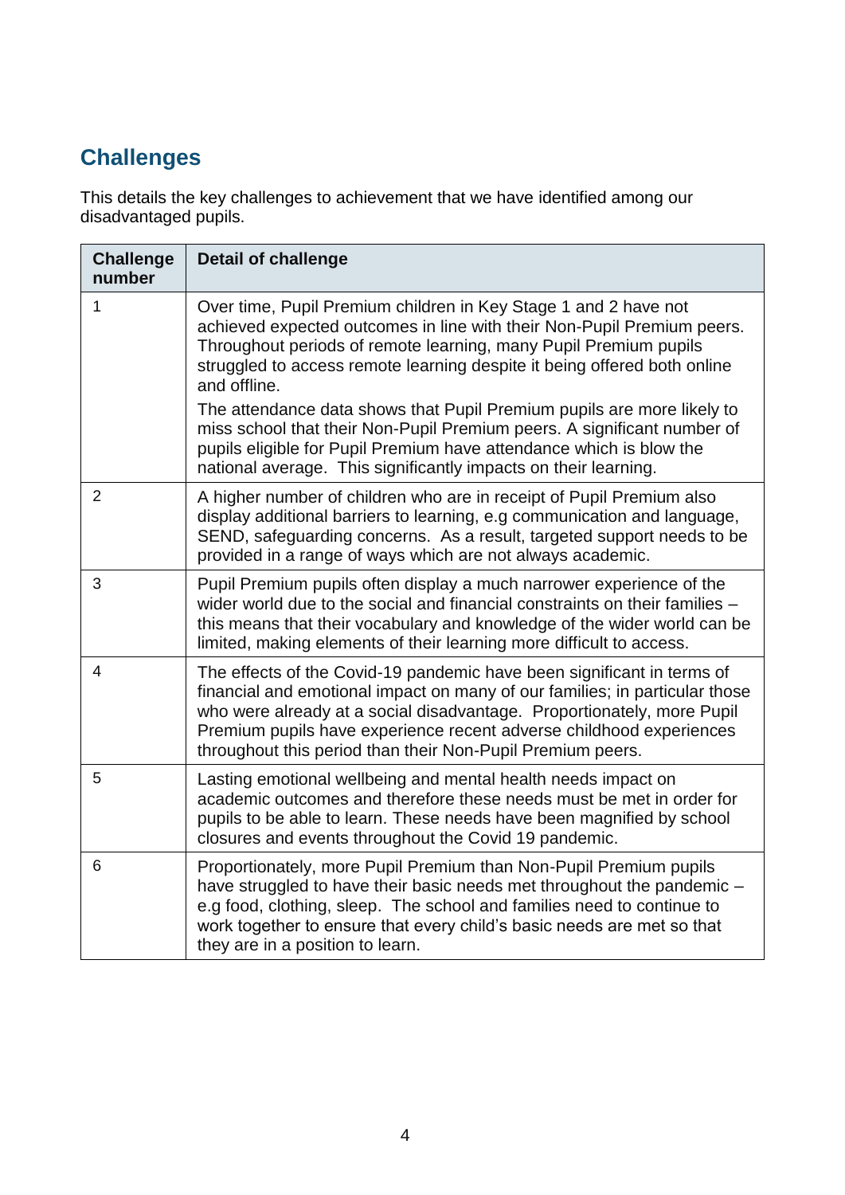## Challenges

This details the key challenges to achievement that we have identified among our disadvantaged pupils.

| Challenge number | Detail of challenge |
|---|---|
| 1 | Over time, Pupil Premium children in Key Stage 1 and 2 have not achieved expected outcomes in line with their Non-Pupil Premium peers. Throughout periods of remote learning, many Pupil Premium pupils struggled to access remote learning despite it being offered both online and offline.<br><br>The attendance data shows that Pupil Premium pupils are more likely to miss school that their Non-Pupil Premium peers. A significant number of pupils eligible for Pupil Premium have attendance which is blow the national average. This significantly impacts on their learning. |
| 2 | A higher number of children who are in receipt of Pupil Premium also display additional barriers to learning, e.g communication and language, SEND, safeguarding concerns. As a result, targeted support needs to be provided in a range of ways which are not always academic. |
| 3 | Pupil Premium pupils often display a much narrower experience of the wider world due to the social and financial constraints on their families – this means that their vocabulary and knowledge of the wider world can be limited, making elements of their learning more difficult to access. |
| 4 | The effects of the Covid-19 pandemic have been significant in terms of financial and emotional impact on many of our families; in particular those who were already at a social disadvantage. Proportionately, more Pupil Premium pupils have experience recent adverse childhood experiences throughout this period than their Non-Pupil Premium peers. |
| 5 | Lasting emotional wellbeing and mental health needs impact on academic outcomes and therefore these needs must be met in order for pupils to be able to learn. These needs have been magnified by school closures and events throughout the Covid 19 pandemic. |
| 6 | Proportionately, more Pupil Premium than Non-Pupil Premium pupils have struggled to have their basic needs met throughout the pandemic – e.g food, clothing, sleep. The school and families need to continue to work together to ensure that every child's basic needs are met so that they are in a position to learn. |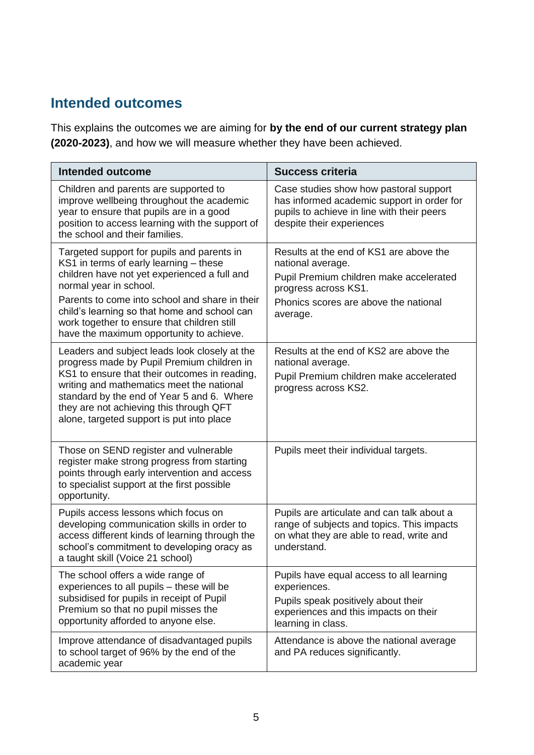## Intended outcomes

This explains the outcomes we are aiming for **by the end of our current strategy plan (2020-2023)**, and how we will measure whether they have been achieved.

| Intended outcome | Success criteria |
| --- | --- |
| Children and parents are supported to improve wellbeing throughout the academic year to ensure that pupils are in a good position to access learning with the support of the school and their families. | Case studies show how pastoral support has informed academic support in order for pupils to achieve in line with their peers despite their experiences |
| Targeted support for pupils and parents in KS1 in terms of early learning – these children have not yet experienced a full and normal year in school.<br><br>Parents to come into school and share in their child's learning so that home and school can work together to ensure that children still have the maximum opportunity to achieve. | Results at the end of KS1 are above the national average.<br><br>Pupil Premium children make accelerated progress across KS1.<br><br>Phonics scores are above the national average. |
| Leaders and subject leads look closely at the progress made by Pupil Premium children in KS1 to ensure that their outcomes in reading, writing and mathematics meet the national standard by the end of Year 5 and 6. Where they are not achieving this through QFT alone, targeted support is put into place | Results at the end of KS2 are above the national average.<br><br>Pupil Premium children make accelerated progress across KS2. |
| Those on SEND register and vulnerable register make strong progress from starting points through early intervention and access to specialist support at the first possible opportunity. | Pupils meet their individual targets. |
| Pupils access lessons which focus on developing communication skills in order to access different kinds of learning through the school's commitment to developing oracy as a taught skill (Voice 21 school) | Pupils are articulate and can talk about a range of subjects and topics. This impacts on what they are able to read, write and understand. |
| The school offers a wide range of experiences to all pupils – these will be subsidised for pupils in receipt of Pupil Premium so that no pupil misses the opportunity afforded to anyone else. | Pupils have equal access to all learning experiences.<br><br>Pupils speak positively about their experiences and this impacts on their learning in class. |
| Improve attendance of disadvantaged pupils to school target of 96% by the end of the academic year | Attendance is above the national average and PA reduces significantly. |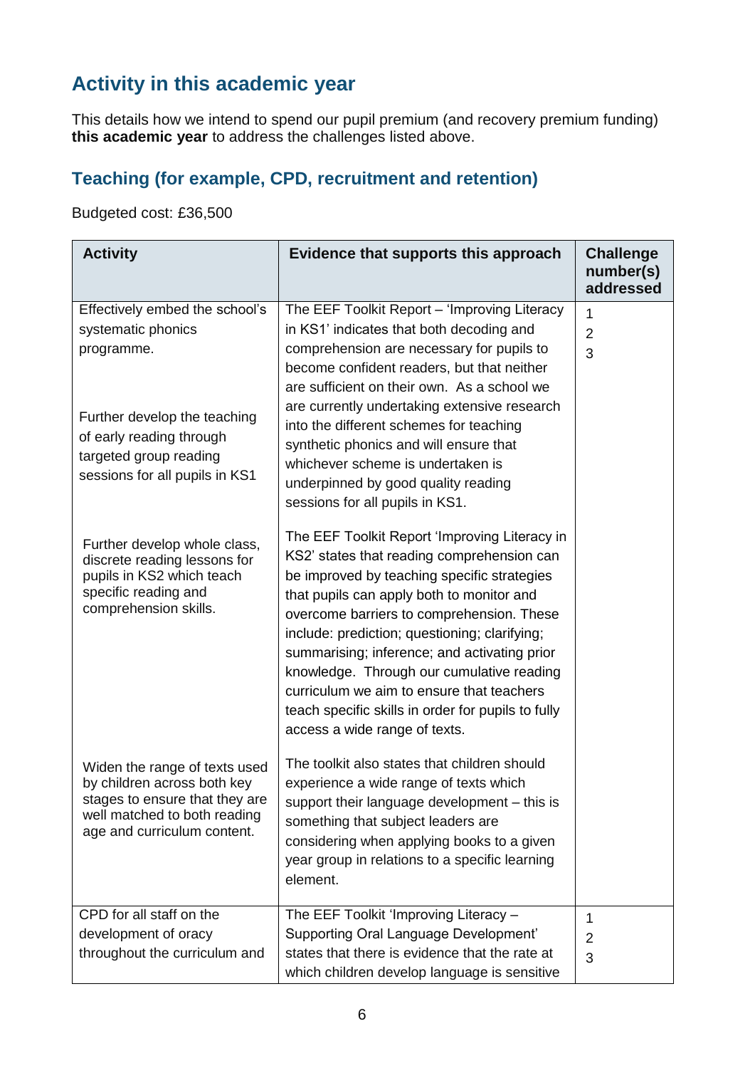## Activity in this academic year

This details how we intend to spend our pupil premium (and recovery premium funding) **this academic year** to address the challenges listed above.

### Teaching (for example, CPD, recruitment and retention)

Budgeted cost: £36,500

| Activity | Evidence that supports this approach | Challenge number(s) addressed |
|---|---|---|
| Effectively embed the school's systematic phonics programme.<br><br>Further develop the teaching of early reading through targeted group reading sessions for all pupils in KS1<br><br>Further develop whole class, discrete reading lessons for pupils in KS2 which teach specific reading and comprehension skills.<br><br>Widen the range of texts used by children across both key stages to ensure that they are well matched to both reading age and curriculum content. | The EEF Toolkit Report – 'Improving Literacy in KS1' indicates that both decoding and comprehension are necessary for pupils to become confident readers, but that neither are sufficient on their own. As a school we are currently undertaking extensive research into the different schemes for teaching synthetic phonics and will ensure that whichever scheme is undertaken is underpinned by good quality reading sessions for all pupils in KS1.<br><br>The EEF Toolkit Report 'Improving Literacy in KS2' states that reading comprehension can be improved by teaching specific strategies that pupils can apply both to monitor and overcome barriers to comprehension. These include: prediction; questioning; clarifying; summarising; inference; and activating prior knowledge. Through our cumulative reading curriculum we aim to ensure that teachers teach specific skills in order for pupils to fully access a wide range of texts.<br><br>The toolkit also states that children should experience a wide range of texts which support their language development – this is something that subject leaders are considering when applying books to a given year group in relations to a specific learning element. | 1<br>2<br>3 |
| CPD for all staff on the development of oracy throughout the curriculum and | The EEF Toolkit 'Improving Literacy – Supporting Oral Language Development' states that there is evidence that the rate at which children develop language is sensitive | 1<br>2<br>3 |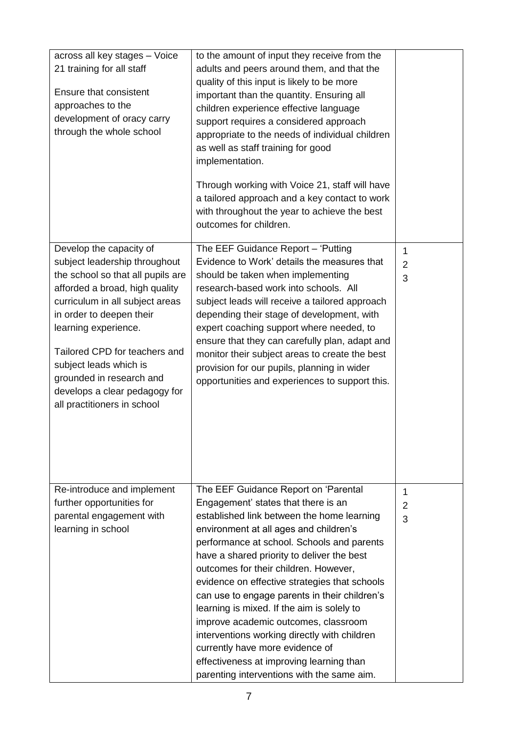| | | |
|---|---|---|
| across all key stages – Voice 21 training for all staff<br><br>Ensure that consistent approaches to the development of oracy carry through the whole school | to the amount of input they receive from the adults and peers around them, and that the quality of this input is likely to be more important than the quantity. Ensuring all children experience effective language support requires a considered approach appropriate to the needs of individual children as well as staff training for good implementation.<br><br>Through working with Voice 21, staff will have a tailored approach and a key contact to work with throughout the year to achieve the best outcomes for children. | |
| Develop the capacity of subject leadership throughout the school so that all pupils are afforded a broad, high quality curriculum in all subject areas in order to deepen their learning experience.<br><br>Tailored CPD for teachers and subject leads which is grounded in research and develops a clear pedagogy for all practitioners in school | The EEF Guidance Report – 'Putting Evidence to Work' details the measures that should be taken when implementing research-based work into schools. All subject leads will receive a tailored approach depending their stage of development, with expert coaching support where needed, to ensure that they can carefully plan, adapt and monitor their subject areas to create the best provision for our pupils, planning in wider opportunities and experiences to support this. | 1<br>2<br>3 |
| Re-introduce and implement further opportunities for parental engagement with learning in school | The EEF Guidance Report on 'Parental Engagement' states that there is an established link between the home learning environment at all ages and children's performance at school. Schools and parents have a shared priority to deliver the best outcomes for their children. However, evidence on effective strategies that schools can use to engage parents in their children's learning is mixed. If the aim is solely to improve academic outcomes, classroom interventions working directly with children currently have more evidence of effectiveness at improving learning than parenting interventions with the same aim. | 1<br>2<br>3 |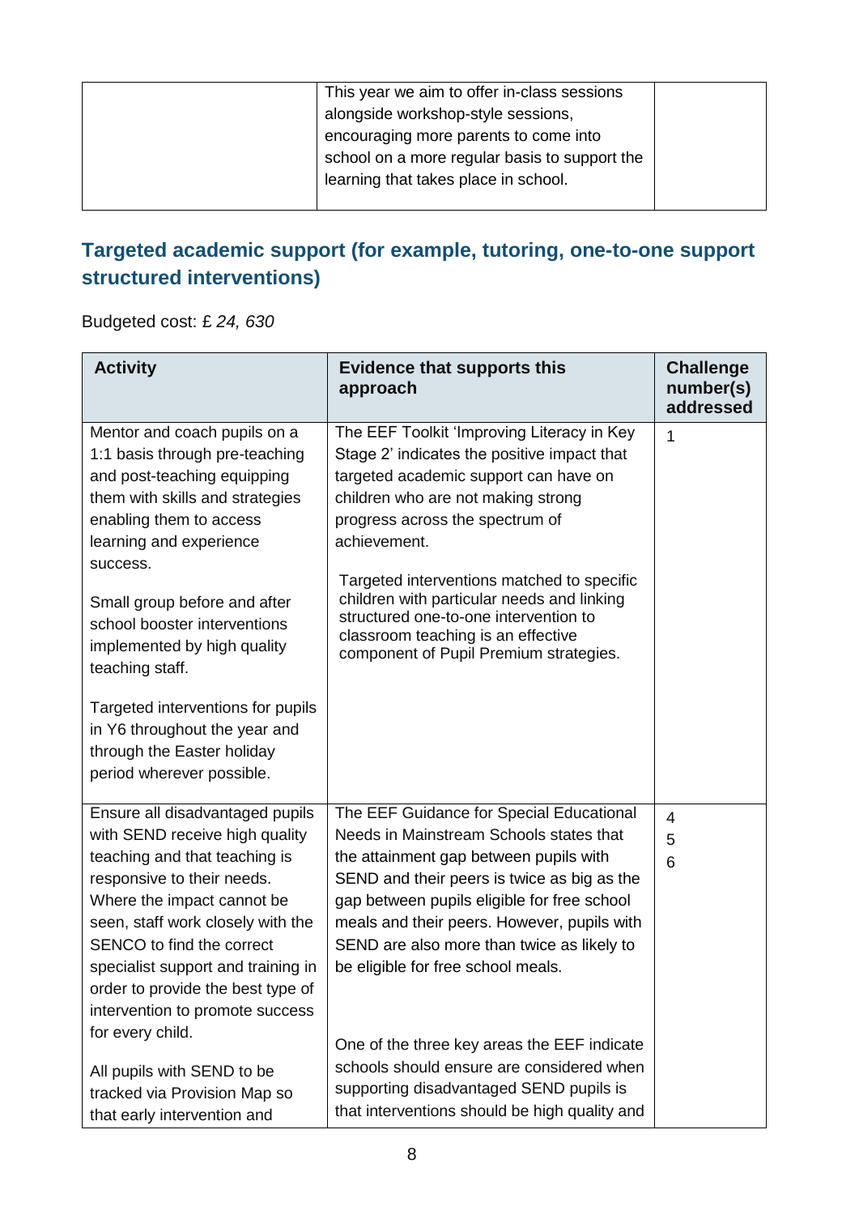| | This year we aim to offer in-class sessions alongside workshop-style sessions, encouraging more parents to come into school on a more regular basis to support the learning that takes place in school. | |
|---|---|---|

## Targeted academic support (for example, tutoring, one-to-one support structured interventions)

Budgeted cost: £ *24, 630*

| Activity | Evidence that supports this approach | Challenge number(s) addressed |
|---|---|---|
| Mentor and coach pupils on a 1:1 basis through pre-teaching and post-teaching equipping them with skills and strategies enabling them to access learning and experience success.<br><br>Small group before and after school booster interventions implemented by high quality teaching staff.<br><br>Targeted interventions for pupils in Y6 throughout the year and through the Easter holiday period wherever possible. | The EEF Toolkit 'Improving Literacy in Key Stage 2' indicates the positive impact that targeted academic support can have on children who are not making strong progress across the spectrum of achievement.<br><br>Targeted interventions matched to specific children with particular needs and linking structured one-to-one intervention to classroom teaching is an effective component of Pupil Premium strategies. | 1 |
| Ensure all disadvantaged pupils with SEND receive high quality teaching and that teaching is responsive to their needs. Where the impact cannot be seen, staff work closely with the SENCO to find the correct specialist support and training in order to provide the best type of intervention to promote success for every child.<br><br>All pupils with SEND to be tracked via Provision Map so that early intervention and | The EEF Guidance for Special Educational Needs in Mainstream Schools states that the attainment gap between pupils with SEND and their peers is twice as big as the gap between pupils eligible for free school meals and their peers. However, pupils with SEND are also more than twice as likely to be eligible for free school meals.<br><br>One of the three key areas the EEF indicate schools should ensure are considered when supporting disadvantaged SEND pupils is that interventions should be high quality and | 4<br>5<br>6 |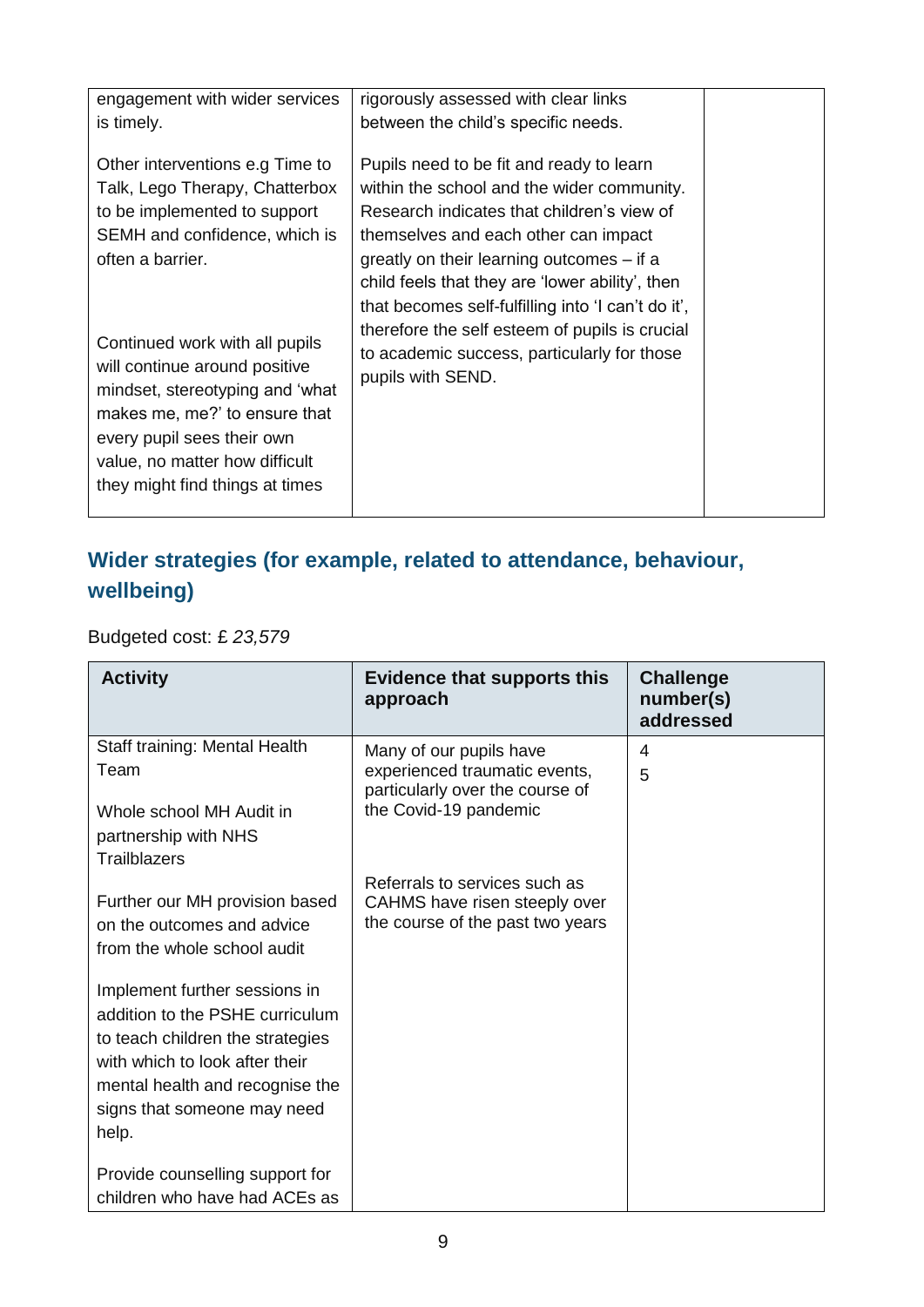| | | |
|---|---|---|
| engagement with wider services is timely. | rigorously assessed with clear links between the child's specific needs. | |
| Other interventions e.g Time to Talk, Lego Therapy, Chatterbox to be implemented to support SEMH and confidence, which is often a barrier.<br><br>Continued work with all pupils will continue around positive mindset, stereotyping and 'what makes me, me?' to ensure that every pupil sees their own value, no matter how difficult they might find things at times | Pupils need to be fit and ready to learn within the school and the wider community. Research indicates that children's view of themselves and each other can impact greatly on their learning outcomes – if a child feels that they are 'lower ability', then that becomes self-fulfilling into 'I can't do it', therefore the self esteem of pupils is crucial to academic success, particularly for those pupils with SEND. | |

## Wider strategies (for example, related to attendance, behaviour, wellbeing)

Budgeted cost: £ *23,579*

| Activity | Evidence that supports this approach | Challenge number(s) addressed |
|---|---|---|
| Staff training: Mental Health Team<br><br>Whole school MH Audit in partnership with NHS Trailblazers<br><br>Further our MH provision based on the outcomes and advice from the whole school audit<br><br>Implement further sessions in addition to the PSHE curriculum to teach children the strategies with which to look after their mental health and recognise the signs that someone may need help.<br><br>Provide counselling support for children who have had ACEs as | Many of our pupils have experienced traumatic events, particularly over the course of the Covid-19 pandemic<br><br>Referrals to services such as CAHMS have risen steeply over the course of the past two years | 4<br>5 |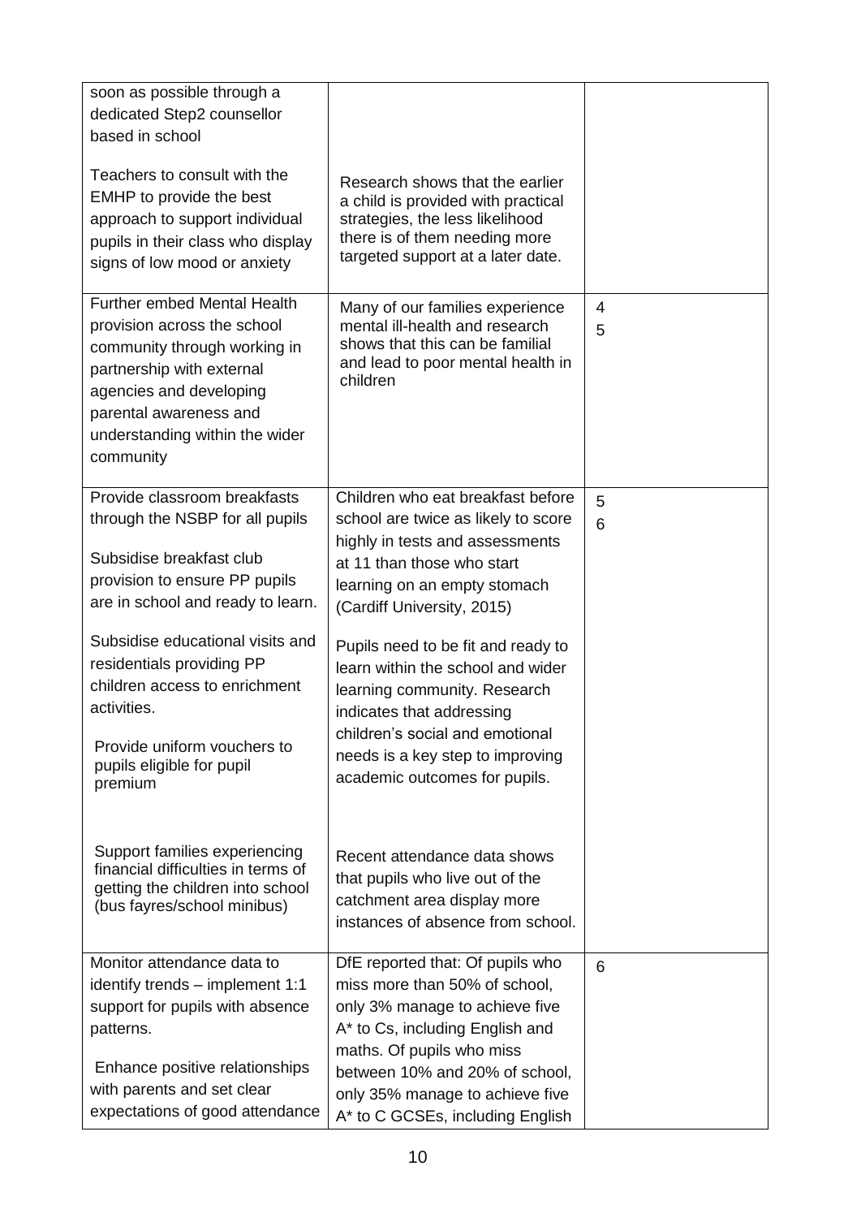| | | |
|---|---|---|
| soon as possible through a dedicated Step2 counsellor based in school<br><br>Teachers to consult with the EMHP to provide the best approach to support individual pupils in their class who display signs of low mood or anxiety | Research shows that the earlier a child is provided with practical strategies, the less likelihood there is of them needing more targeted support at a later date. | |
| Further embed Mental Health provision across the school community through working in partnership with external agencies and developing parental awareness and understanding within the wider community | Many of our families experience mental ill-health and research shows that this can be familial and lead to poor mental health in children | 4<br>5 |
| Provide classroom breakfasts through the NSBP for all pupils<br><br>Subsidise breakfast club provision to ensure PP pupils are in school and ready to learn.<br><br>Subsidise educational visits and residentials providing PP children access to enrichment activities.<br><br>Provide uniform vouchers to pupils eligible for pupil premium<br><br>Support families experiencing financial difficulties in terms of getting the children into school (bus fayres/school minibus) | Children who eat breakfast before school are twice as likely to score highly in tests and assessments at 11 than those who start learning on an empty stomach (Cardiff University, 2015)<br><br>Pupils need to be fit and ready to learn within the school and wider learning community. Research indicates that addressing children's social and emotional needs is a key step to improving academic outcomes for pupils.<br><br>Recent attendance data shows that pupils who live out of the catchment area display more instances of absence from school. | 5<br>6 |
| Monitor attendance data to identify trends – implement 1:1 support for pupils with absence patterns.<br><br>Enhance positive relationships with parents and set clear expectations of good attendance | DfE reported that: Of pupils who miss more than 50% of school, only 3% manage to achieve five A* to Cs, including English and maths. Of pupils who miss between 10% and 20% of school, only 35% manage to achieve five A* to C GCSEs, including English | 6 |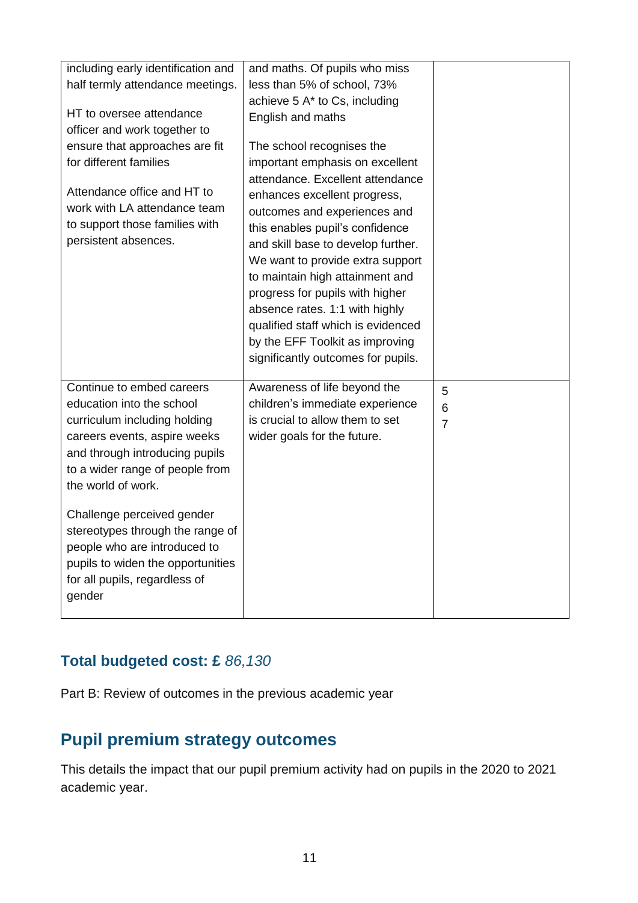| | | |
|---|---|---|
| including early identification and half termly attendance meetings.<br><br>HT to oversee attendance officer and work together to ensure that approaches are fit for different families<br><br>Attendance office and HT to work with LA attendance team to support those families with persistent absences. | and maths. Of pupils who miss less than 5% of school, 73% achieve 5 A* to Cs, including English and maths<br><br>The school recognises the important emphasis on excellent attendance. Excellent attendance enhances excellent progress, outcomes and experiences and this enables pupil's confidence and skill base to develop further. We want to provide extra support to maintain high attainment and progress for pupils with higher absence rates. 1:1 with highly qualified staff which is evidenced by the EFF Toolkit as improving significantly outcomes for pupils. | |
| Continue to embed careers education into the school curriculum including holding careers events, aspire weeks and through introducing pupils to a wider range of people from the world of work.<br><br>Challenge perceived gender stereotypes through the range of people who are introduced to pupils to widen the opportunities for all pupils, regardless of gender | Awareness of life beyond the children's immediate experience is crucial to allow them to set wider goals for the future. | 5<br>6<br>7 |

### Total budgeted cost: £ *86,130*

Part B: Review of outcomes in the previous academic year

## Pupil premium strategy outcomes

This details the impact that our pupil premium activity had on pupils in the 2020 to 2021 academic year.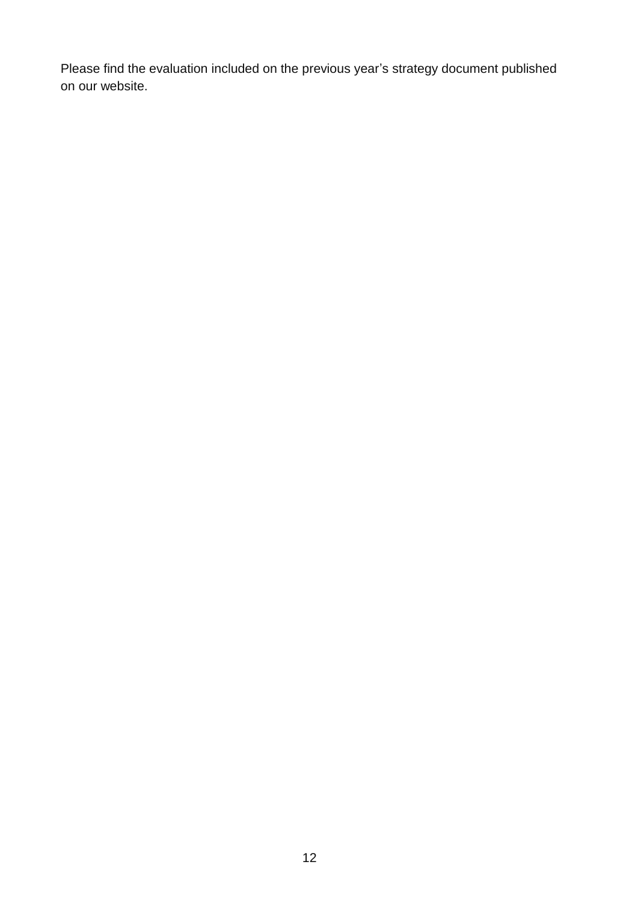Please find the evaluation included on the previous year’s strategy document published on our website.